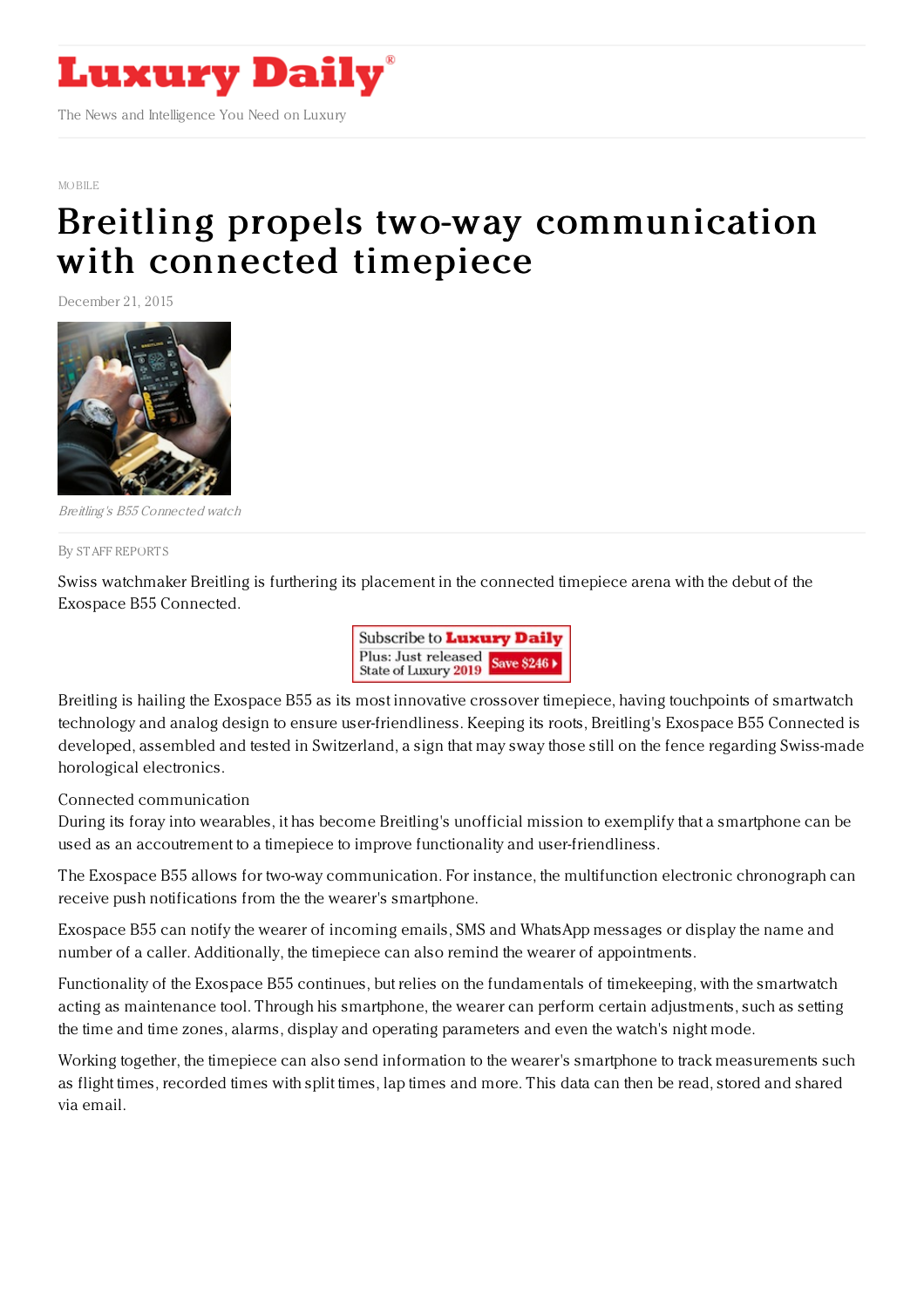# Luxury Daily

The News and Intelligence You Need on Luxury

MOBILE

# Breitling propels two-way communication with connected timepiece

December 21, 2015

*Breitling's B55 Connected watch*

By STAFF REPORTS

Swiss watchmaker Breitling is furthering its placement in the connected timepiece arena with the debut of the Exospace B55 Connected.

Breitling is hailing the Exospace B55 as its most innovative crossover timepiece, having touchpoints of smartwatch technology and analog design to ensure user-friendliness. Keeping its roots, Breitling's Exospace B55 Connected is developed, assembled and tested in Switzerland, a sign that may sway those still on the fence regarding Swiss-made horological electronics.

Connected communication

During its foray into wearables, it has become Breitling's unofficial mission to exemplify that a smartphone can be used as an accoutrement to a timepiece to improve functionality and user-friendliness.

The Exospace B55 allows for two-way communication. For instance, the multifunction electronic chronograph can receive push notifications from the the wearer's smartphone.

Exospace B55 can notify the wearer of incoming emails, SMS and WhatsApp messages or display the name and number of a caller. Additionally, the timepiece can also remind the wearer of appointments.

Functionality of the Exospace B55 continues, but relies on the fundamentals of timekeeping, with the smartwatch acting as maintenance tool. Through his smartphone, the wearer can perform certain adjustments, such as setting the time and time zones, alarms, display and operating parameters and even the watch's night mode.

Working together, the timepiece can also send information to the wearer's smartphone to track measurements such as flight times, recorded times with split times, lap times and more. This data can then be read, stored and shared via email.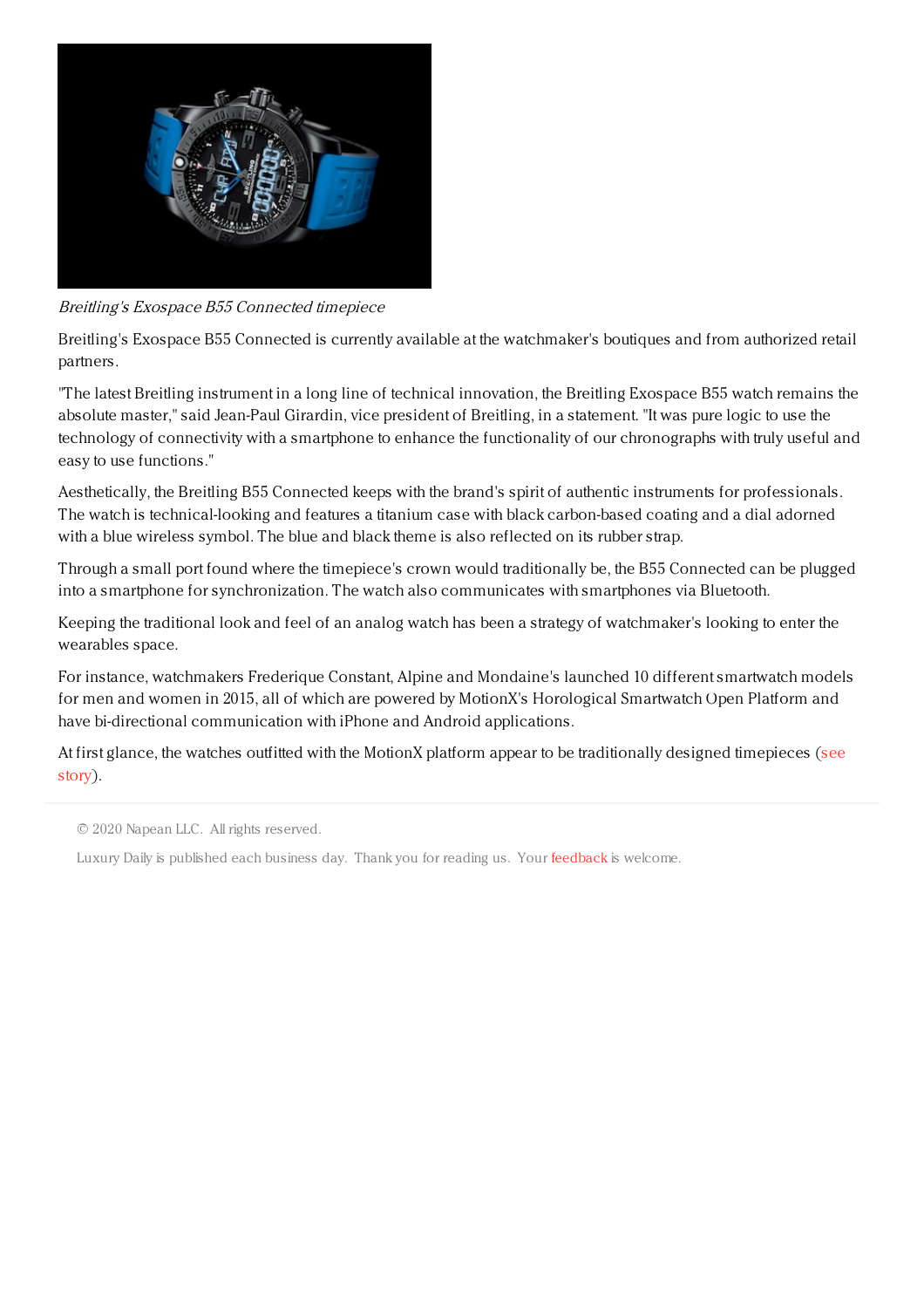*Breitling's Exospace B55 Connected timepiece*

Breitling's Exospace B55 Connected is currently available at the watchmaker's boutiques and from authorized retail partners.

"The latest Breitling instrument in a long line of technical innovation, the Breitling Exospace B55 watch remains the absolute master," said Jean-Paul Girardin, vice president of Breitling, in a statement. "It was pure logic to use the technology of connectivity with a smartphone to enhance the functionality of our chronographs with truly useful and easy to use functions."

Aesthetically, the Breitling B55 Connected keeps with the brand's spirit of authentic instruments for professionals. The watch is technical-looking and features a titanium case with black carbon-based coating and a dial adorned with a blue wireless symbol. The blue and black theme is also reflected on its rubber strap.

Through a small port found where the timepiece's crown would traditionally be, the B55 Connected can be plugged into a smartphone for synchronization. The watch also communicates with smartphones via Bluetooth.

Keeping the traditional look and feel of an analog watch has been a strategy of watchmaker's looking to enter the wearables space.

For instance, watchmakers Frederique Constant, Alpine and Mondaine's launched 10 different smartwatch models for men and women in 2015, all of which are powered by MotionX's Horological Smartwatch Open Platform and have bi-directional communication with iPhone and Android applications.

At first glance, the watches outfitted with the MotionX platform appear to be traditionally designed timepieces (see story).

© 2020 Napean LLC. All rights reserved.

Luxury Daily is published each business day. Thank you for reading us. Your feedback is welcome.